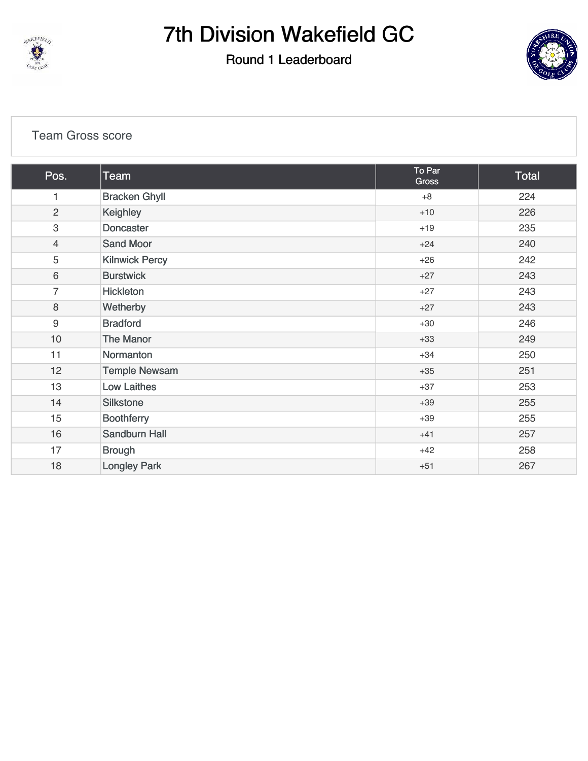# 7th Division Wakefield GC

## Round 1 Leaderboard

Team Gross score

| Pos. | Team | To Par Gross | Total |
|---|---|---|---|
| 1 | Bracken Ghyll | +8 | 224 |
| 2 | Keighley | +10 | 226 |
| 3 | Doncaster | +19 | 235 |
| 4 | Sand Moor | +24 | 240 |
| 5 | Kilnwick Percy | +26 | 242 |
| 6 | Burstwick | +27 | 243 |
| 7 | Hickleton | +27 | 243 |
| 8 | Wetherby | +27 | 243 |
| 9 | Bradford | +30 | 246 |
| 10 | The Manor | +33 | 249 |
| 11 | Normanton | +34 | 250 |
| 12 | Temple Newsam | +35 | 251 |
| 13 | Low Laithes | +37 | 253 |
| 14 | Silkstone | +39 | 255 |
| 15 | Boothferry | +39 | 255 |
| 16 | Sandburn Hall | +41 | 257 |
| 17 | Brough | +42 | 258 |
| 18 | Longley Park | +51 | 267 |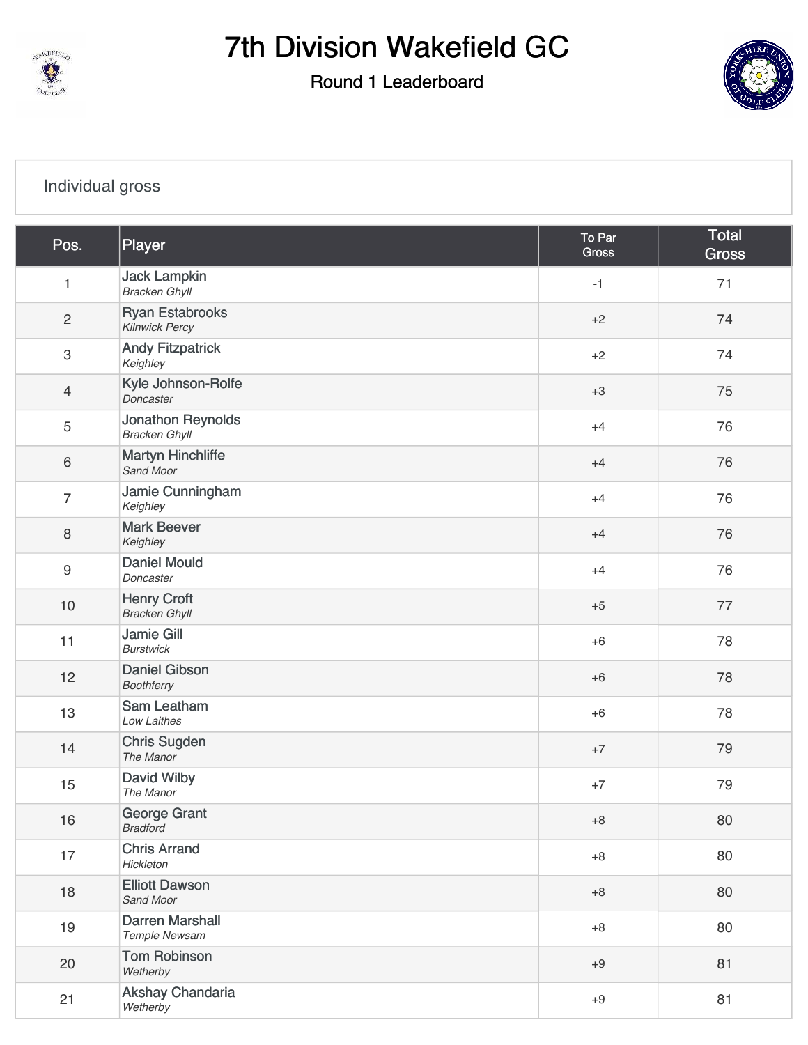# 7th Division Wakefield GC

## Round 1 Leaderboard

### Individual gross

| Pos. | Player | To Par Gross | Total Gross |
|---|---|---|---|
| 1 | Jack Lampkin *Bracken Ghyll* | -1 | 71 |
| 2 | Ryan Estabrooks *Kilnwick Percy* | +2 | 74 |
| 3 | Andy Fitzpatrick *Keighley* | +2 | 74 |
| 4 | Kyle Johnson-Rolfe *Doncaster* | +3 | 75 |
| 5 | Jonathon Reynolds *Bracken Ghyll* | +4 | 76 |
| 6 | Martyn Hinchliffe *Sand Moor* | +4 | 76 |
| 7 | Jamie Cunningham *Keighley* | +4 | 76 |
| 8 | Mark Beever *Keighley* | +4 | 76 |
| 9 | Daniel Mould *Doncaster* | +4 | 76 |
| 10 | Henry Croft *Bracken Ghyll* | +5 | 77 |
| 11 | Jamie Gill *Burstwick* | +6 | 78 |
| 12 | Daniel Gibson *Boothferry* | +6 | 78 |
| 13 | Sam Leatham *Low Laithes* | +6 | 78 |
| 14 | Chris Sugden *The Manor* | +7 | 79 |
| 15 | David Wilby *The Manor* | +7 | 79 |
| 16 | George Grant *Bradford* | +8 | 80 |
| 17 | Chris Arrand *Hickleton* | +8 | 80 |
| 18 | Elliott Dawson *Sand Moor* | +8 | 80 |
| 19 | Darren Marshall *Temple Newsam* | +8 | 80 |
| 20 | Tom Robinson *Wetherby* | +9 | 81 |
| 21 | Akshay Chandaria *Wetherby* | +9 | 81 |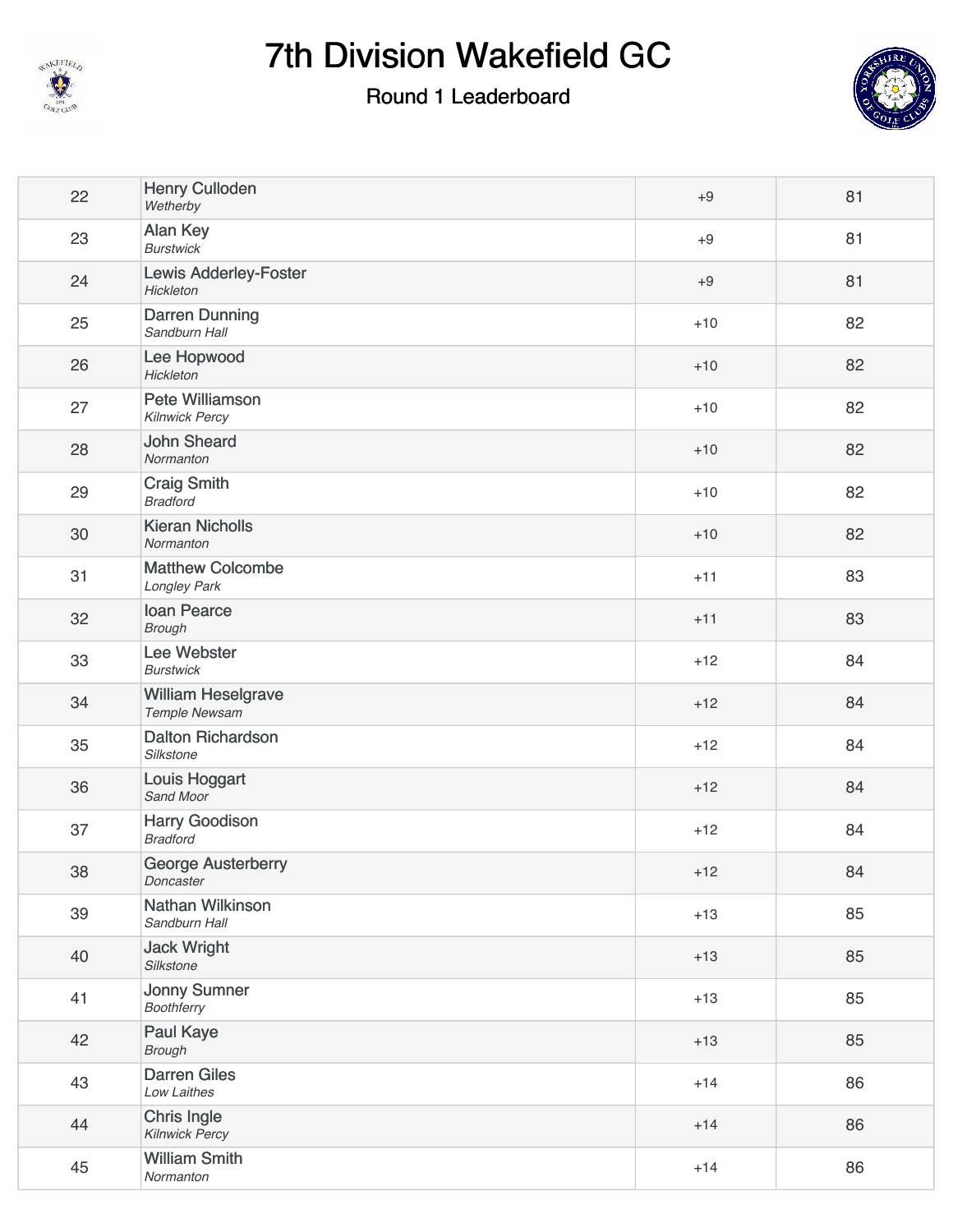# 7th Division Wakefield GC

## Round 1 Leaderboard

| | | | |
|---|---|---|---|
| 22 | Henry Culloden<br>*Wetherby* | +9 | 81 |
| 23 | Alan Key<br>*Burstwick* | +9 | 81 |
| 24 | Lewis Adderley-Foster<br>*Hickleton* | +9 | 81 |
| 25 | Darren Dunning<br>*Sandburn Hall* | +10 | 82 |
| 26 | Lee Hopwood<br>*Hickleton* | +10 | 82 |
| 27 | Pete Williamson<br>*Kilnwick Percy* | +10 | 82 |
| 28 | John Sheard<br>*Normanton* | +10 | 82 |
| 29 | Craig Smith<br>*Bradford* | +10 | 82 |
| 30 | Kieran Nicholls<br>*Normanton* | +10 | 82 |
| 31 | Matthew Colcombe<br>*Longley Park* | +11 | 83 |
| 32 | Ioan Pearce<br>*Brough* | +11 | 83 |
| 33 | Lee Webster<br>*Burstwick* | +12 | 84 |
| 34 | William Heselgrave<br>*Temple Newsam* | +12 | 84 |
| 35 | Dalton Richardson<br>*Silkstone* | +12 | 84 |
| 36 | Louis Hoggart<br>*Sand Moor* | +12 | 84 |
| 37 | Harry Goodison<br>*Bradford* | +12 | 84 |
| 38 | George Austerberry<br>*Doncaster* | +12 | 84 |
| 39 | Nathan Wilkinson<br>*Sandburn Hall* | +13 | 85 |
| 40 | Jack Wright<br>*Silkstone* | +13 | 85 |
| 41 | Jonny Sumner<br>*Boothferry* | +13 | 85 |
| 42 | Paul Kaye<br>*Brough* | +13 | 85 |
| 43 | Darren Giles<br>*Low Laithes* | +14 | 86 |
| 44 | Chris Ingle<br>*Kilnwick Percy* | +14 | 86 |
| 45 | William Smith<br>*Normanton* | +14 | 86 |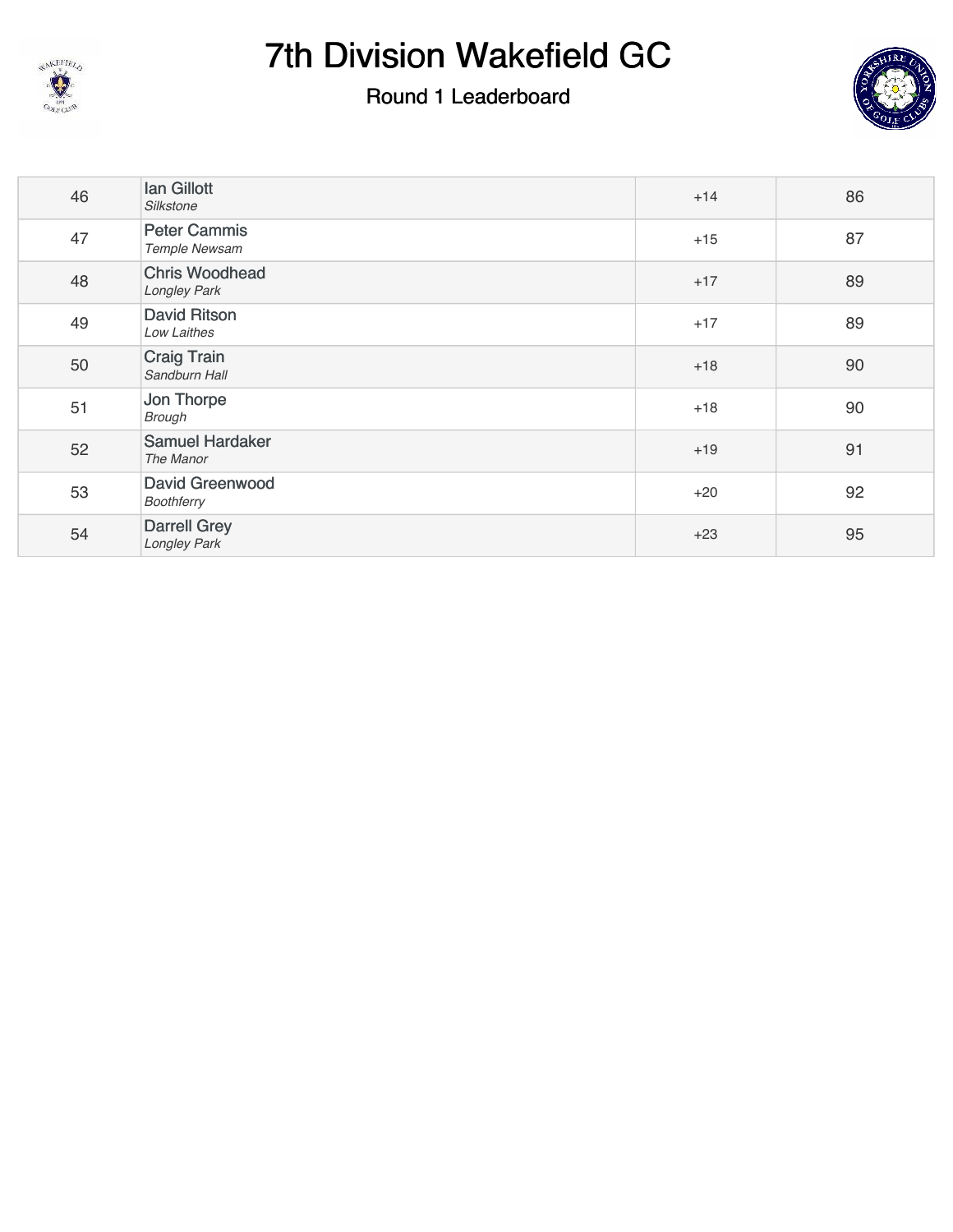# 7th Division Wakefield GC

## Round 1 Leaderboard

| | | | |
|---|---|---|---|
| 46 | Ian Gillott<br>*Silkstone* | +14 | 86 |
| 47 | Peter Cammis<br>*Temple Newsam* | +15 | 87 |
| 48 | Chris Woodhead<br>*Longley Park* | +17 | 89 |
| 49 | David Ritson<br>*Low Laithes* | +17 | 89 |
| 50 | Craig Train<br>*Sandburn Hall* | +18 | 90 |
| 51 | Jon Thorpe<br>*Brough* | +18 | 90 |
| 52 | Samuel Hardaker<br>*The Manor* | +19 | 91 |
| 53 | David Greenwood<br>*Boothferry* | +20 | 92 |
| 54 | Darrell Grey<br>*Longley Park* | +23 | 95 |